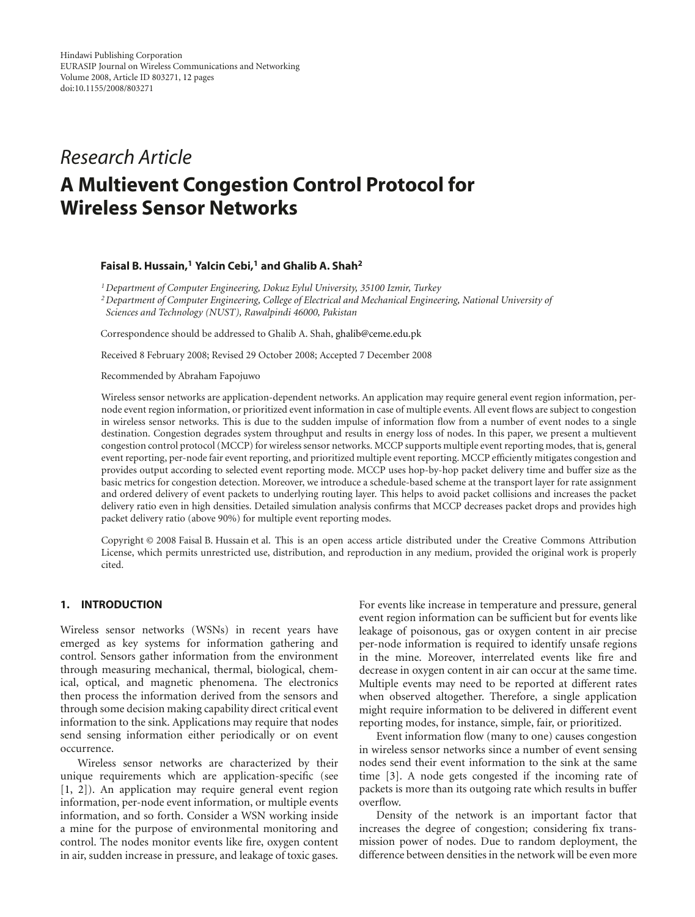Hindawi Publishing Corporation
EURASIP Journal on Wireless Communications and Networking
Volume 2008, Article ID 803271, 12 pages
doi:10.1155/2008/803271

*Research Article*

# A Multievent Congestion Control Protocol for Wireless Sensor Networks

**Faisal B. Hussain,[1] Yalcin Cebi,[1] and Ghalib A. Shah[2]**

[1] *Department of Computer Engineering, Dokuz Eylul University, 35100 Izmir, Turkey*
[2] *Department of Computer Engineering, College of Electrical and Mechanical Engineering, National University of Sciences and Technology (NUST), Rawalpindi 46000, Pakistan*

Correspondence should be addressed to Ghalib A. Shah, ghalib@ceme.edu.pk

Received 8 February 2008; Revised 29 October 2008; Accepted 7 December 2008

Recommended by Abraham Fapojuwo

Wireless sensor networks are application-dependent networks. An application may require general event region information, per-node event region information, or prioritized event information in case of multiple events. All event flows are subject to congestion in wireless sensor networks. This is due to the sudden impulse of information flow from a number of event nodes to a single destination. Congestion degrades system throughput and results in energy loss of nodes. In this paper, we present a multievent congestion control protocol (MCCP) for wireless sensor networks. MCCP supports multiple event reporting modes, that is, general event reporting, per-node fair event reporting, and prioritized multiple event reporting. MCCP efficiently mitigates congestion and provides output according to selected event reporting mode. MCCP uses hop-by-hop packet delivery time and buffer size as the basic metrics for congestion detection. Moreover, we introduce a schedule-based scheme at the transport layer for rate assignment and ordered delivery of event packets to underlying routing layer. This helps to avoid packet collisions and increases the packet delivery ratio even in high densities. Detailed simulation analysis confirms that MCCP decreases packet drops and provides high packet delivery ratio (above 90%) for multiple event reporting modes.

Copyright © 2008 Faisal B. Hussain et al. This is an open access article distributed under the Creative Commons Attribution License, which permits unrestricted use, distribution, and reproduction in any medium, provided the original work is properly cited.

## 1. INTRODUCTION

Wireless sensor networks (WSNs) in recent years have emerged as key systems for information gathering and control. Sensors gather information from the environment through measuring mechanical, thermal, biological, chemical, optical, and magnetic phenomena. The electronics then process the information derived from the sensors and through some decision making capability direct critical event information to the sink. Applications may require that nodes send sensing information either periodically or on event occurrence.

Wireless sensor networks are characterized by their unique requirements which are application-specific (see [1, 2]). An application may require general event region information, per-node event information, or multiple events information, and so forth. Consider a WSN working inside a mine for the purpose of environmental monitoring and control. The nodes monitor events like fire, oxygen content in air, sudden increase in pressure, and leakage of toxic gases. For events like increase in temperature and pressure, general event region information can be sufficient but for events like leakage of poisonous, gas or oxygen content in air precise per-node information is required to identify unsafe regions in the mine. Moreover, interrelated events like fire and decrease in oxygen content in air can occur at the same time. Multiple events may need to be reported at different rates when observed altogether. Therefore, a single application might require information to be delivered in different event reporting modes, for instance, simple, fair, or prioritized.

Event information flow (many to one) causes congestion in wireless sensor networks since a number of event sensing nodes send their event information to the sink at the same time [3]. A node gets congested if the incoming rate of packets is more than its outgoing rate which results in buffer overflow.

Density of the network is an important factor that increases the degree of congestion; considering fix transmission power of nodes. Due to random deployment, the difference between densities in the network will be even more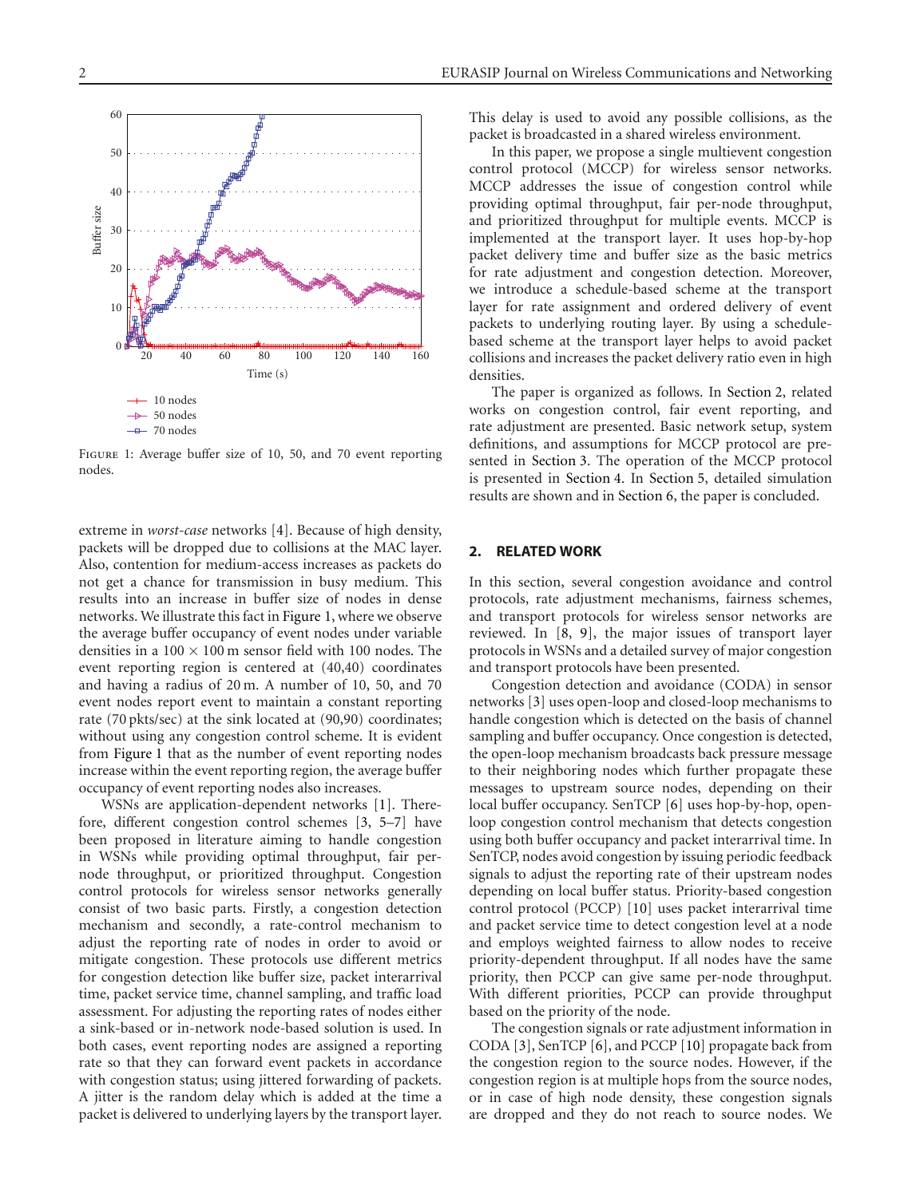60
50
40
30
20
10
0
Buffer size
20
40
60
80
100
120
140
160
Time (s)

10 nodes
50 nodes
70 nodes

Figure 1: Average buffer size of 10, 50, and 70 event reporting nodes.

extreme in *worst-case* networks [4]. Because of high density, packets will be dropped due to collisions at the MAC layer. Also, contention for medium-access increases as packets do not get a chance for transmission in busy medium. This results into an increase in buffer size of nodes in dense networks. We illustrate this fact in Figure 1, where we observe the average buffer occupancy of event nodes under variable densities in a $100 \times 100$ m sensor field with 100 nodes. The event reporting region is centered at (40,40) coordinates and having a radius of 20 m. A number of 10, 50, and 70 event nodes report event to maintain a constant reporting rate (70 pkts/sec) at the sink located at (90,90) coordinates; without using any congestion control scheme. It is evident from Figure 1 that as the number of event reporting nodes increase within the event reporting region, the average buffer occupancy of event reporting nodes also increases.

WSNs are application-dependent networks [1]. Therefore, different congestion control schemes [3, 5–7] have been proposed in literature aiming to handle congestion in WSNs while providing optimal throughput, fair per-node throughput, or prioritized throughput. Congestion control protocols for wireless sensor networks generally consist of two basic parts. Firstly, a congestion detection mechanism and secondly, a rate-control mechanism to adjust the reporting rate of nodes in order to avoid or mitigate congestion. These protocols use different metrics for congestion detection like buffer size, packet interarrival time, packet service time, channel sampling, and traffic load assessment. For adjusting the reporting rates of nodes either a sink-based or in-network node-based solution is used. In both cases, event reporting nodes are assigned a reporting rate so that they can forward event packets in accordance with congestion status; using jittered forwarding of packets. A jitter is the random delay which is added at the time a packet is delivered to underlying layers by the transport layer. This delay is used to avoid any possible collisions, as the packet is broadcasted in a shared wireless environment.

In this paper, we propose a single multievent congestion control protocol (MCCP) for wireless sensor networks. MCCP addresses the issue of congestion control while providing optimal throughput, fair per-node throughput, and prioritized throughput for multiple events. MCCP is implemented at the transport layer. It uses hop-by-hop packet delivery time and buffer size as the basic metrics for rate adjustment and congestion detection. Moreover, we introduce a schedule-based scheme at the transport layer for rate assignment and ordered delivery of event packets to underlying routing layer. By using a schedule-based scheme at the transport layer helps to avoid packet collisions and increases the packet delivery ratio even in high densities.

The paper is organized as follows. In Section 2, related works on congestion control, fair event reporting, and rate adjustment are presented. Basic network setup, system definitions, and assumptions for MCCP protocol are presented in Section 3. The operation of the MCCP protocol is presented in Section 4. In Section 5, detailed simulation results are shown and in Section 6, the paper is concluded.

## 2. RELATED WORK

In this section, several congestion avoidance and control protocols, rate adjustment mechanisms, fairness schemes, and transport protocols for wireless sensor networks are reviewed. In [8, 9], the major issues of transport layer protocols in WSNs and a detailed survey of major congestion and transport protocols have been presented.

Congestion detection and avoidance (CODA) in sensor networks [3] uses open-loop and closed-loop mechanisms to handle congestion which is detected on the basis of channel sampling and buffer occupancy. Once congestion is detected, the open-loop mechanism broadcasts back pressure message to their neighboring nodes which further propagate these messages to upstream source nodes, depending on their local buffer occupancy. SenTCP [6] uses hop-by-hop, open-loop congestion control mechanism that detects congestion using both buffer occupancy and packet interarrival time. In SenTCP, nodes avoid congestion by issuing periodic feedback signals to adjust the reporting rate of their upstream nodes depending on local buffer status. Priority-based congestion control protocol (PCCP) [10] uses packet interarrival time and packet service time to detect congestion level at a node and employs weighted fairness to allow nodes to receive priority-dependent throughput. If all nodes have the same priority, then PCCP can give same per-node throughput. With different priorities, PCCP can provide throughput based on the priority of the node.

The congestion signals or rate adjustment information in CODA [3], SenTCP [6], and PCCP [10] propagate back from the congestion region to the source nodes. However, if the congestion region is at multiple hops from the source nodes, or in case of high node density, these congestion signals are dropped and they do not reach to source nodes. We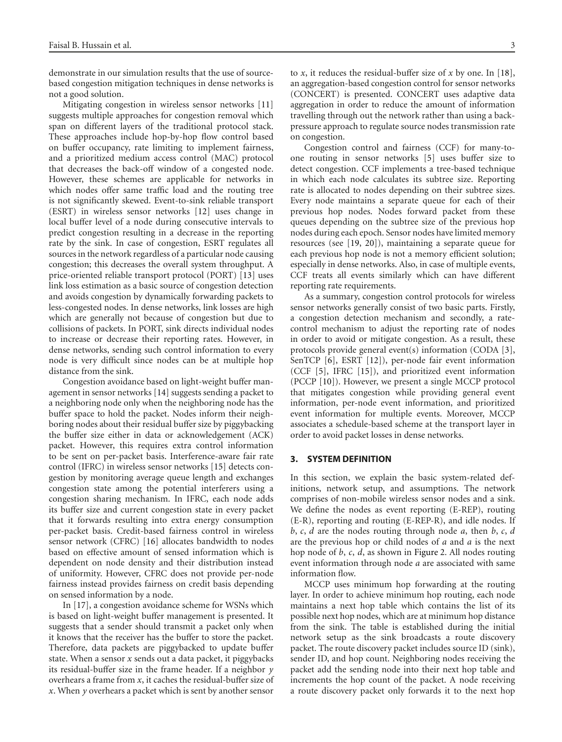demonstrate in our simulation results that the use of source-based congestion mitigation techniques in dense networks is not a good solution.

Mitigating congestion in wireless sensor networks [11] suggests multiple approaches for congestion removal which span on different layers of the traditional protocol stack. These approaches include hop-by-hop flow control based on buffer occupancy, rate limiting to implement fairness, and a prioritized medium access control (MAC) protocol that decreases the back-off window of a congested node. However, these schemes are applicable for networks in which nodes offer same traffic load and the routing tree is not significantly skewed. Event-to-sink reliable transport (ESRT) in wireless sensor networks [12] uses change in local buffer level of a node during consecutive intervals to predict congestion resulting in a decrease in the reporting rate by the sink. In case of congestion, ESRT regulates all sources in the network regardless of a particular node causing congestion; this decreases the overall system throughput. A price-oriented reliable transport protocol (PORT) [13] uses link loss estimation as a basic source of congestion detection and avoids congestion by dynamically forwarding packets to less-congested nodes. In dense networks, link losses are high which are generally not because of congestion but due to collisions of packets. In PORT, sink directs individual nodes to increase or decrease their reporting rates. However, in dense networks, sending such control information to every node is very difficult since nodes can be at multiple hop distance from the sink.

Congestion avoidance based on light-weight buffer management in sensor networks [14] suggests sending a packet to a neighboring node only when the neighboring node has the buffer space to hold the packet. Nodes inform their neighboring nodes about their residual buffer size by piggybacking the buffer size either in data or acknowledgement (ACK) packet. However, this requires extra control information to be sent on per-packet basis. Interference-aware fair rate control (IFRC) in wireless sensor networks [15] detects congestion by monitoring average queue length and exchanges congestion state among the potential interferers using a congestion sharing mechanism. In IFRC, each node adds its buffer size and current congestion state in every packet that it forwards resulting into extra energy consumption per-packet basis. Credit-based fairness control in wireless sensor network (CFRC) [16] allocates bandwidth to nodes based on effective amount of sensed information which is dependent on node density and their distribution instead of uniformity. However, CFRC does not provide per-node fairness instead provides fairness on credit basis depending on sensed information by a node.

In [17], a congestion avoidance scheme for WSNs which is based on light-weight buffer management is presented. It suggests that a sender should transmit a packet only when it knows that the receiver has the buffer to store the packet. Therefore, data packets are piggybacked to update buffer state. When a sensor $x$ sends out a data packet, it piggybacks its residual-buffer size in the frame header. If a neighbor $y$ overhears a frame from $x$, it caches the residual-buffer size of $x$. When $y$ overhears a packet which is sent by another sensor to $x$, it reduces the residual-buffer size of $x$ by one. In [18], an aggregation-based congestion control for sensor networks (CONCERT) is presented. CONCERT uses adaptive data aggregation in order to reduce the amount of information travelling through out the network rather than using a back-pressure approach to regulate source nodes transmission rate on congestion.

Congestion control and fairness (CCF) for many-to-one routing in sensor networks [5] uses buffer size to detect congestion. CCF implements a tree-based technique in which each node calculates its subtree size. Reporting rate is allocated to nodes depending on their subtree sizes. Every node maintains a separate queue for each of their previous hop nodes. Nodes forward packet from these queues depending on the subtree size of the previous hop nodes during each epoch. Sensor nodes have limited memory resources (see [19, 20]), maintaining a separate queue for each previous hop node is not a memory efficient solution; especially in dense networks. Also, in case of multiple events, CCF treats all events similarly which can have different reporting rate requirements.

As a summary, congestion control protocols for wireless sensor networks generally consist of two basic parts. Firstly, a congestion detection mechanism and secondly, a rate-control mechanism to adjust the reporting rate of nodes in order to avoid or mitigate congestion. As a result, these protocols provide general event(s) information (CODA [3], SenTCP [6], ESRT [12]), per-node fair event information (CCF [5], IFRC [15]), and prioritized event information (PCCP [10]). However, we present a single MCCP protocol that mitigates congestion while providing general event information, per-node event information, and prioritized event information for multiple events. Moreover, MCCP associates a schedule-based scheme at the transport layer in order to avoid packet losses in dense networks.

## 3. SYSTEM DEFINITION

In this section, we explain the basic system-related definitions, network setup, and assumptions. The network comprises of non-mobile wireless sensor nodes and a sink. We define the nodes as event reporting (E-REP), routing (E-R), reporting and routing (E-REP-R), and idle nodes. If $b$, $c$, $d$ are the nodes routing through node $a$, then $b$, $c$, $d$ are the previous hop or child nodes of $a$ and $a$ is the next hop node of $b$, $c$, $d$, as shown in Figure 2. All nodes routing event information through node $a$ are associated with same information flow.

MCCP uses minimum hop forwarding at the routing layer. In order to achieve minimum hop routing, each node maintains a next hop table which contains the list of its possible next hop nodes, which are at minimum hop distance from the sink. The table is established during the initial network setup as the sink broadcasts a route discovery packet. The route discovery packet includes source ID (sink), sender ID, and hop count. Neighboring nodes receiving the packet add the sending node into their next hop table and increments the hop count of the packet. A node receiving a route discovery packet only forwards it to the next hop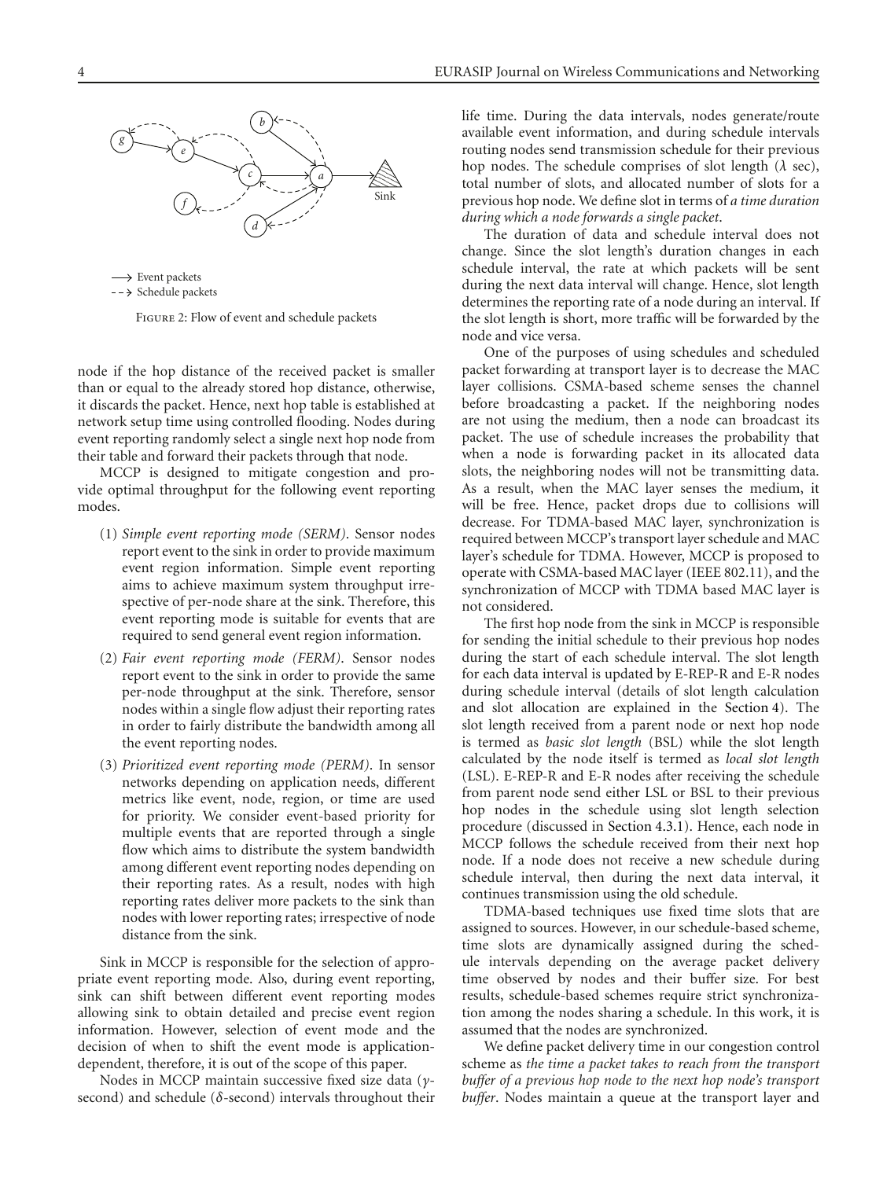Figure 2: Flow of event and schedule packets

node if the hop distance of the received packet is smaller than or equal to the already stored hop distance, otherwise, it discards the packet. Hence, next hop table is established at network setup time using controlled flooding. Nodes during event reporting randomly select a single next hop node from their table and forward their packets through that node.

MCCP is designed to mitigate congestion and provide optimal throughput for the following event reporting modes.

(1) *Simple event reporting mode (SERM)*. Sensor nodes report event to the sink in order to provide maximum event region information. Simple event reporting aims to achieve maximum system throughput irrespective of per-node share at the sink. Therefore, this event reporting mode is suitable for events that are required to send general event region information.

(2) *Fair event reporting mode (FERM)*. Sensor nodes report event to the sink in order to provide the same per-node throughput at the sink. Therefore, sensor nodes within a single flow adjust their reporting rates in order to fairly distribute the bandwidth among all the event reporting nodes.

(3) *Prioritized event reporting mode (PERM)*. In sensor networks depending on application needs, different metrics like event, node, region, or time are used for priority. We consider event-based priority for multiple events that are reported through a single flow which aims to distribute the system bandwidth among different event reporting nodes depending on their reporting rates. As a result, nodes with high reporting rates deliver more packets to the sink than nodes with lower reporting rates; irrespective of node distance from the sink.

Sink in MCCP is responsible for the selection of appropriate event reporting mode. Also, during event reporting, sink can shift between different event reporting modes allowing sink to obtain detailed and precise event region information. However, selection of event mode and the decision of when to shift the event mode is application-dependent, therefore, it is out of the scope of this paper.

Nodes in MCCP maintain successive fixed size data ($\gamma$-second) and schedule ($\delta$-second) intervals throughout their life time. During the data intervals, nodes generate/route available event information, and during schedule intervals routing nodes send transmission schedule for their previous hop nodes. The schedule comprises of slot length ($\lambda$ sec), total number of slots, and allocated number of slots for a previous hop node. We define slot in terms of *a time duration during which a node forwards a single packet*.

The duration of data and schedule interval does not change. Since the slot length's duration changes in each schedule interval, the rate at which packets will be sent during the next data interval will change. Hence, slot length determines the reporting rate of a node during an interval. If the slot length is short, more traffic will be forwarded by the node and vice versa.

One of the purposes of using schedules and scheduled packet forwarding at transport layer is to decrease the MAC layer collisions. CSMA-based scheme senses the channel before broadcasting a packet. If the neighboring nodes are not using the medium, then a node can broadcast its packet. The use of schedule increases the probability that when a node is forwarding packet in its allocated data slots, the neighboring nodes will not be transmitting data. As a result, when the MAC layer senses the medium, it will be free. Hence, packet drops due to collisions will decrease. For TDMA-based MAC layer, synchronization is required between MCCP's transport layer schedule and MAC layer's schedule for TDMA. However, MCCP is proposed to operate with CSMA-based MAC layer (IEEE 802.11), and the synchronization of MCCP with TDMA based MAC layer is not considered.

The first hop node from the sink in MCCP is responsible for sending the initial schedule to their previous hop nodes during the start of each schedule interval. The slot length for each data interval is updated by E-REP-R and E-R nodes during schedule interval (details of slot length calculation and slot allocation are explained in the Section 4). The slot length received from a parent node or next hop node is termed as *basic slot length* (BSL) while the slot length calculated by the node itself is termed as *local slot length* (LSL). E-REP-R and E-R nodes after receiving the schedule from parent node send either LSL or BSL to their previous hop nodes in the schedule using slot length selection procedure (discussed in Section 4.3.1). Hence, each node in MCCP follows the schedule received from their next hop node. If a node does not receive a new schedule during schedule interval, then during the next data interval, it continues transmission using the old schedule.

TDMA-based techniques use fixed time slots that are assigned to sources. However, in our schedule-based scheme, time slots are dynamically assigned during the schedule intervals depending on the average packet delivery time observed by nodes and their buffer size. For best results, schedule-based schemes require strict synchronization among the nodes sharing a schedule. In this work, it is assumed that the nodes are synchronized.

We define packet delivery time in our congestion control scheme as *the time a packet takes to reach from the transport buffer of a previous hop node to the next hop node's transport buffer*. Nodes maintain a queue at the transport layer and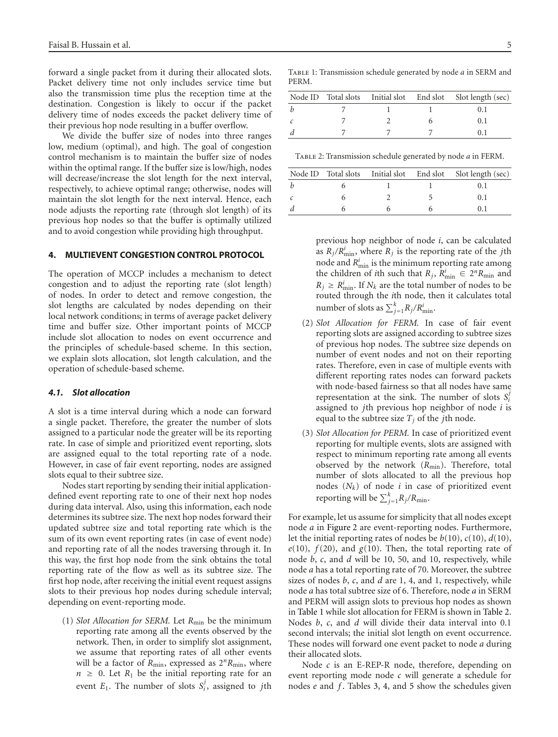forward a single packet from it during their allocated slots. Packet delivery time not only includes service time but also the transmission time plus the reception time at the destination. Congestion is likely to occur if the packet delivery time of nodes exceeds the packet delivery time of their previous hop node resulting in a buffer overflow.

We divide the buffer size of nodes into three ranges low, medium (optimal), and high. The goal of congestion control mechanism is to maintain the buffer size of nodes within the optimal range. If the buffer size is low/high, nodes will decrease/increase the slot length for the next interval, respectively, to achieve optimal range; otherwise, nodes will maintain the slot length for the next interval. Hence, each node adjusts the reporting rate (through slot length) of its previous hop nodes so that the buffer is optimally utilized and to avoid congestion while providing high throughput.

## 4. MULTIEVENT CONGESTION CONTROL PROTOCOL

The operation of MCCP includes a mechanism to detect congestion and to adjust the reporting rate (slot length) of nodes. In order to detect and remove congestion, the slot lengths are calculated by nodes depending on their local network conditions; in terms of average packet delivery time and buffer size. Other important points of MCCP include slot allocation to nodes on event occurrence and the principles of schedule-based scheme. In this section, we explain slots allocation, slot length calculation, and the operation of schedule-based scheme.

### 4.1. Slot allocation

A slot is a time interval during which a node can forward a single packet. Therefore, the greater the number of slots assigned to a particular node the greater will be its reporting rate. In case of simple and prioritized event reporting, slots are assigned equal to the total reporting rate of a node. However, in case of fair event reporting, nodes are assigned slots equal to their subtree size.

Nodes start reporting by sending their initial application-defined event reporting rate to one of their next hop nodes during data interval. Also, using this information, each node determines its subtree size. The next hop nodes forward their updated subtree size and total reporting rate which is the sum of its own event reporting rates (in case of event node) and reporting rate of all the nodes traversing through it. In this way, the first hop node from the sink obtains the total reporting rate of the flow as well as its subtree size. The first hop node, after receiving the initial event request assigns slots to their previous hop nodes during schedule interval; depending on event-reporting mode.

(1) *Slot Allocation for SERM.* Let $R_{\min}$ be the minimum reporting rate among all the events observed by the network. Then, in order to simplify slot assignment, we assume that reporting rates of all other events will be a factor of $R_{\min}$, expressed as $2^n R_{\min}$, where $n \geq 0$. Let $R_1$ be the initial reporting rate for an event $E_1$. The number of slots $S_i^j$, assigned to $j$th previous hop neighbor of node $i$, can be calculated as $R_j/R_{\min}^i$, where $R_j$ is the reporting rate of the $j$th node and $R_{\min}^i$ is the minimum reporting rate among the children of $i$th such that $R_j, R_{\min}^i \in 2^n R_{\min}$ and $R_j \geq R_{\min}^i$. If $N_k$ are the total number of nodes to be routed through the $i$th node, then it calculates total number of slots as $\sum_{j=1}^{k} R_j/R_{\min}^i$.

(2) *Slot Allocation for FERM.* In case of fair event reporting slots are assigned according to subtree sizes of previous hop nodes. The subtree size depends on number of event nodes and not on their reporting rates. Therefore, even in case of multiple events with different reporting rates nodes can forward packets with node-based fairness so that all nodes have same representation at the sink. The number of slots $S_i^j$ assigned to $j$th previous hop neighbor of node $i$ is equal to the subtree size $T_j$ of the $j$th node.

(3) *Slot Allocation for PERM.* In case of prioritized event reporting for multiple events, slots are assigned with respect to minimum reporting rate among all events observed by the network ($R_{\min}$). Therefore, total number of slots allocated to all the previous hop nodes ($N_k$) of node $i$ in case of prioritized event reporting will be $\sum_{j=1}^{k} R_j/R_{\min}$.

For example, let us assume for simplicity that all nodes except node $a$ in Figure 2 are event-reporting nodes. Furthermore, let the initial reporting rates of nodes be $b(10)$, $c(10)$, $d(10)$, $e(10)$, $f(20)$, and $g(10)$. Then, the total reporting rate of node $b$, $c$, and $d$ will be 10, 50, and 10, respectively, while node $a$ has a total reporting rate of 70. Moreover, the subtree sizes of nodes $b$, $c$, and $d$ are 1, 4, and 1, respectively, while node $a$ has total subtree size of 6. Therefore, node $a$ in SERM and PERM will assign slots to previous hop nodes as shown in Table 1 while slot allocation for FERM is shown in Table 2. Nodes $b$, $c$, and $d$ will divide their data interval into 0.1 second intervals; the initial slot length on event occurrence. These nodes will forward one event packet to node $a$ during their allocated slots.

Node $c$ is an E-REP-R node, therefore, depending on event reporting mode node $c$ will generate a schedule for nodes $e$ and $f$. Tables 3, 4, and 5 show the schedules given

Table 1: Transmission schedule generated by node $a$ in SERM and PERM.

| Node ID | Total slots | Initial slot | End slot | Slot length (sec) |
|---|---|---|---|---|
| $b$ | 7 | 1 | 1 | 0.1 |
| $c$ | 7 | 2 | 6 | 0.1 |
| $d$ | 7 | 7 | 7 | 0.1 |

Table 2: Transmission schedule generated by node $a$ in FERM.

| Node ID | Total slots | Initial slot | End slot | Slot length (sec) |
|---|---|---|---|---|
| $b$ | 6 | 1 | 1 | 0.1 |
| $c$ | 6 | 2 | 5 | 0.1 |
| $d$ | 6 | 6 | 6 | 0.1 |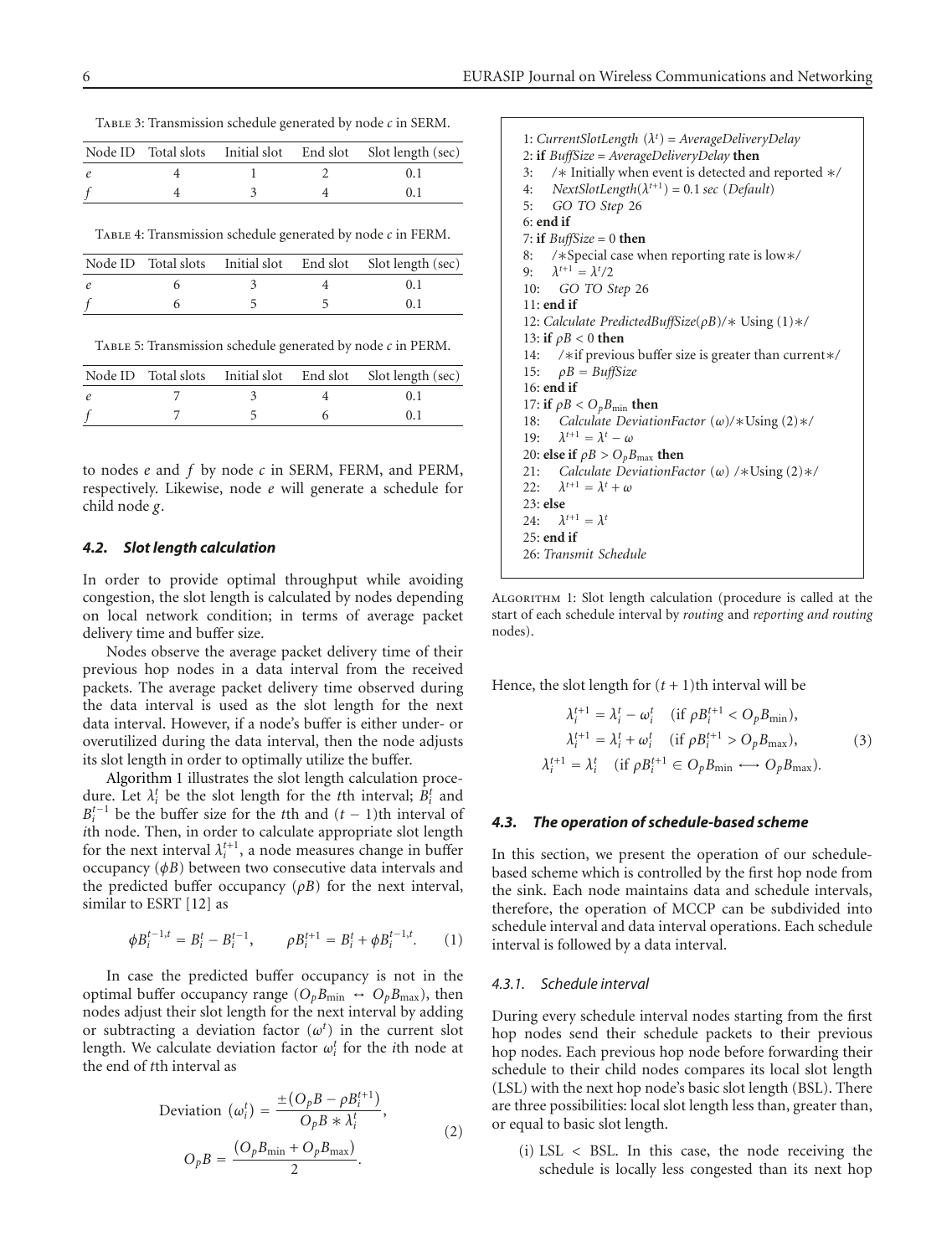Table 3: Transmission schedule generated by node $c$ in SERM.

| Node ID | Total slots | Initial slot | End slot | Slot length (sec) |
|---|---|---|---|---|
| $e$ | 4 | 1 | 2 | 0.1 |
| $f$ | 4 | 3 | 4 | 0.1 |

Table 4: Transmission schedule generated by node $c$ in FERM.

| Node ID | Total slots | Initial slot | End slot | Slot length (sec) |
|---|---|---|---|---|
| $e$ | 6 | 3 | 4 | 0.1 |
| $f$ | 6 | 5 | 5 | 0.1 |

Table 5: Transmission schedule generated by node $c$ in PERM.

| Node ID | Total slots | Initial slot | End slot | Slot length (sec) |
|---|---|---|---|---|
| $e$ | 7 | 3 | 4 | 0.1 |
| $f$ | 7 | 5 | 6 | 0.1 |

to nodes $e$ and $f$ by node $c$ in SERM, FERM, and PERM, respectively. Likewise, node $e$ will generate a schedule for child node $g$.

### 4.2. Slot length calculation

In order to provide optimal throughput while avoiding congestion, the slot length is calculated by nodes depending on local network condition; in terms of average packet delivery time and buffer size.

Nodes observe the average packet delivery time of their previous hop nodes in a data interval from the received packets. The average packet delivery time observed during the data interval is used as the slot length for the next data interval. However, if a node's buffer is either under- or overutilized during the data interval, then the node adjusts its slot length in order to optimally utilize the buffer.

Algorithm 1 illustrates the slot length calculation procedure. Let $\lambda_i^t$ be the slot length for the $t$th interval; $B_i^t$ and $B_i^{t-1}$ be the buffer size for the $t$th and $(t-1)$th interval of $i$th node. Then, in order to calculate appropriate slot length for the next interval $\lambda_i^{t+1}$, a node measures change in buffer occupancy ($\phi B$) between two consecutive data intervals and the predicted buffer occupancy ($\rho B$) for the next interval, similar to ESRT [12] as

$$\phi B_i^{t-1,t} = B_i^t - B_i^{t-1}, \qquad \rho B_i^{t+1} = B_i^t + \phi B_i^{t-1,t}. \tag{1}$$

In case the predicted buffer occupancy is not in the optimal buffer occupancy range ($O_pB_{\min} \leftrightarrow O_pB_{\max}$), then nodes adjust their slot length for the next interval by adding or subtracting a deviation factor ($\omega^t$) in the current slot length. We calculate deviation factor $\omega_i^t$ for the $i$th node at the end of $t$th interval as

$$\text{Deviation } (\omega_i^t) = \frac{\pm(O_pB - \rho B_i^{t+1})}{O_pB * \lambda_i^t}, \qquad O_pB = \frac{(O_pB_{\min} + O_pB_{\max})}{2}. \tag{2}$$

```
1: CurrentSlotLength (λ^t) = AverageDeliveryDelay
2: if BuffSize = AverageDeliveryDelay then
3:    /* Initially when event is detected and reported */
4:    NextSlotLength(λ^{t+1}) = 0.1 sec (Default)
5:    GO TO Step 26
6: end if
7: if BuffSize = 0 then
8:    /*Special case when reporting rate is low*/
9:    λ^{t+1} = λ^t/2
10:   GO TO Step 26
11: end if
12: Calculate PredictedBuffSize(ρB)/* Using (1)*/
13: if ρB < 0 then
14:   /*if previous buffer size is greater than current*/
15:   ρB = BuffSize
16: end if
17: if ρB < O_pB_min then
18:   Calculate DeviationFactor (ω)/*Using (2)*/
19:   λ^{t+1} = λ^t − ω
20: else if ρB > O_pB_max then
21:   Calculate DeviationFactor (ω) /*Using (2)*/
22:   λ^{t+1} = λ^t + ω
23: else
24:   λ^{t+1} = λ^t
25: end if
26: Transmit Schedule
```

Algorithm 1: Slot length calculation (procedure is called at the start of each schedule interval by *routing* and *reporting and routing* nodes).

Hence, the slot length for $(t+1)$th interval will be

$$\begin{aligned}
\lambda_i^{t+1} &= \lambda_i^t - \omega_i^t \quad (\text{if } \rho B_i^{t+1} < O_pB_{\min}),\\
\lambda_i^{t+1} &= \lambda_i^t + \omega_i^t \quad (\text{if } \rho B_i^{t+1} > O_pB_{\max}),\\
\lambda_i^{t+1} &= \lambda_i^t \quad (\text{if } \rho B_i^{t+1} \in O_pB_{\min} \longleftrightarrow O_pB_{\max}).
\end{aligned} \tag{3}$$

### 4.3. The operation of schedule-based scheme

In this section, we present the operation of our schedule-based scheme which is controlled by the first hop node from the sink. Each node maintains data and schedule intervals, therefore, the operation of MCCP can be subdivided into schedule interval and data interval operations. Each schedule interval is followed by a data interval.

#### 4.3.1. Schedule interval

During every schedule interval nodes starting from the first hop nodes send their schedule packets to their previous hop nodes. Each previous hop node before forwarding their schedule to their child nodes compares its local slot length (LSL) with the next hop node's basic slot length (BSL). There are three possibilities: local slot length less than, greater than, or equal to basic slot length.

(i) LSL < BSL. In this case, the node receiving the schedule is locally less congested than its next hop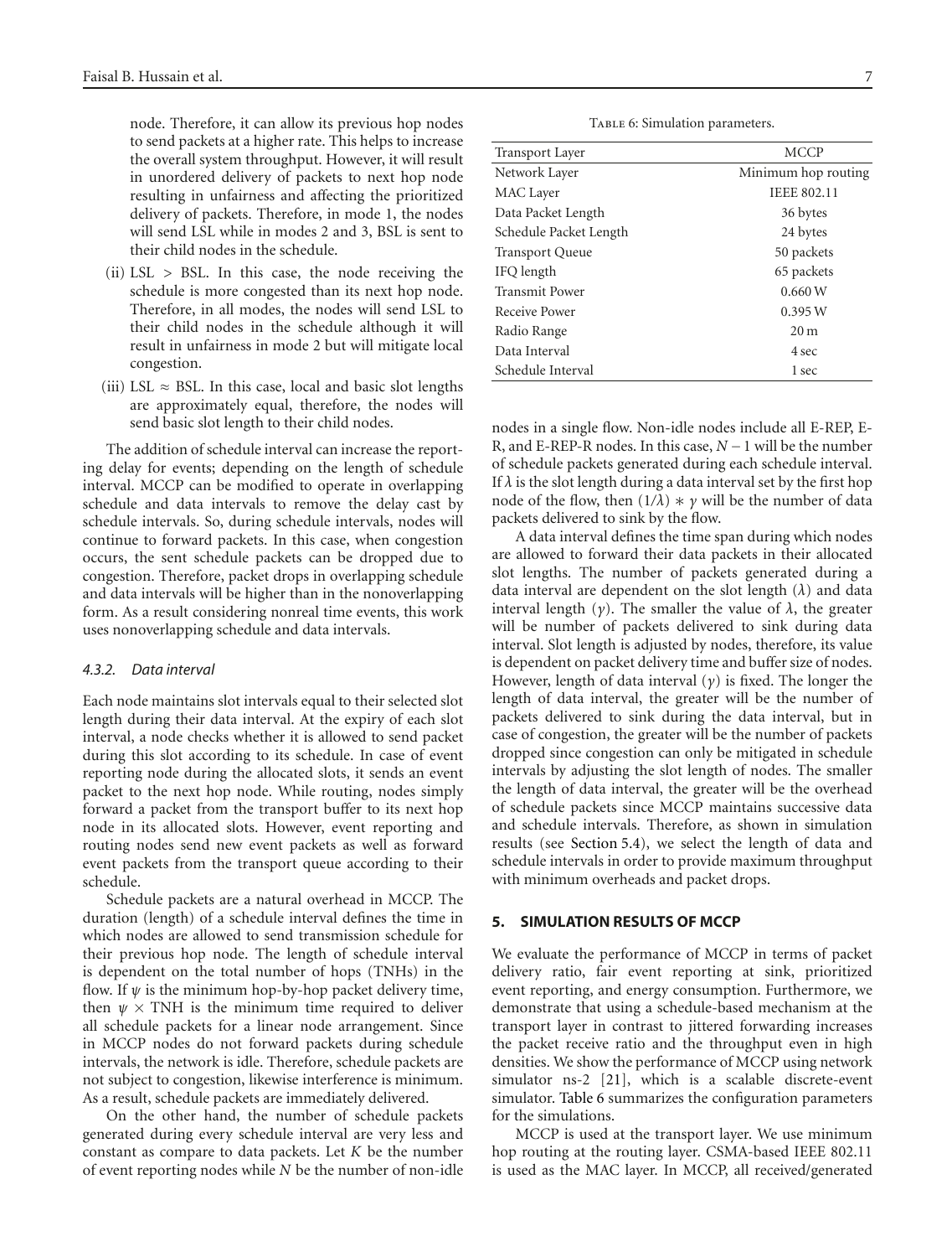node. Therefore, it can allow its previous hop nodes to send packets at a higher rate. This helps to increase the overall system throughput. However, it will result in unordered delivery of packets to next hop node resulting in unfairness and affecting the prioritized delivery of packets. Therefore, in mode 1, the nodes will send LSL while in modes 2 and 3, BSL is sent to their child nodes in the schedule.

(ii) LSL > BSL. In this case, the node receiving the schedule is more congested than its next hop node. Therefore, in all modes, the nodes will send LSL to their child nodes in the schedule although it will result in unfairness in mode 2 but will mitigate local congestion.

(iii) LSL ≈ BSL. In this case, local and basic slot lengths are approximately equal, therefore, the nodes will send basic slot length to their child nodes.

The addition of schedule interval can increase the reporting delay for events; depending on the length of schedule interval. MCCP can be modified to operate in overlapping schedule and data intervals to remove the delay cast by schedule intervals. So, during schedule intervals, nodes will continue to forward packets. In this case, when congestion occurs, the sent schedule packets can be dropped due to congestion. Therefore, packet drops in overlapping schedule and data intervals will be higher than in the nonoverlapping form. As a result considering nonreal time events, this work uses nonoverlapping schedule and data intervals.

#### *4.3.2. Data interval*

Each node maintains slot intervals equal to their selected slot length during their data interval. At the expiry of each slot interval, a node checks whether it is allowed to send packet during this slot according to its schedule. In case of event reporting node during the allocated slots, it sends an event packet to the next hop node. While routing, nodes simply forward a packet from the transport buffer to its next hop node in its allocated slots. However, event reporting and routing nodes send new event packets as well as forward event packets from the transport queue according to their schedule.

Schedule packets are a natural overhead in MCCP. The duration (length) of a schedule interval defines the time in which nodes are allowed to send transmission schedule for their previous hop node. The length of schedule interval is dependent on the total number of hops (TNHs) in the flow. If $\psi$ is the minimum hop-by-hop packet delivery time, then $\psi \times$ TNH is the minimum time required to deliver all schedule packets for a linear node arrangement. Since in MCCP nodes do not forward packets during schedule intervals, the network is idle. Therefore, schedule packets are not subject to congestion, likewise interference is minimum. As a result, schedule packets are immediately delivered.

On the other hand, the number of schedule packets generated during every schedule interval are very less and constant as compare to data packets. Let $K$ be the number of event reporting nodes while $N$ be the number of non-idle nodes in a single flow. Non-idle nodes include all E-REP, E-R, and E-REP-R nodes. In this case, $N - 1$ will be the number of schedule packets generated during each schedule interval. If $\lambda$ is the slot length during a data interval set by the first hop node of the flow, then $(1/\lambda) * \gamma$ will be the number of data packets delivered to sink by the flow.

A data interval defines the time span during which nodes are allowed to forward their data packets in their allocated slot lengths. The number of packets generated during a data interval are dependent on the slot length ($\lambda$) and data interval length ($\gamma$). The smaller the value of $\lambda$, the greater will be number of packets delivered to sink during data interval. Slot length is adjusted by nodes, therefore, its value is dependent on packet delivery time and buffer size of nodes. However, length of data interval ($\gamma$) is fixed. The longer the length of data interval, the greater will be the number of packets delivered to sink during the data interval, but in case of congestion, the greater will be the number of packets dropped since congestion can only be mitigated in schedule intervals by adjusting the slot length of nodes. The smaller the length of data interval, the greater will be the overhead of schedule packets since MCCP maintains successive data and schedule intervals. Therefore, as shown in simulation results (see Section 5.4), we select the length of data and schedule intervals in order to provide maximum throughput with minimum overheads and packet drops.

Table 6: Simulation parameters.

| Transport Layer | MCCP |
|---|---|
| Network Layer | Minimum hop routing |
| MAC Layer | IEEE 802.11 |
| Data Packet Length | 36 bytes |
| Schedule Packet Length | 24 bytes |
| Transport Queue | 50 packets |
| IFQ length | 65 packets |
| Transmit Power | 0.660 W |
| Receive Power | 0.395 W |
| Radio Range | 20 m |
| Data Interval | 4 sec |
| Schedule Interval | 1 sec |

## 5. SIMULATION RESULTS OF MCCP

We evaluate the performance of MCCP in terms of packet delivery ratio, fair event reporting at sink, prioritized event reporting, and energy consumption. Furthermore, we demonstrate that using a schedule-based mechanism at the transport layer in contrast to jittered forwarding increases the packet receive ratio and the throughput even in high densities. We show the performance of MCCP using network simulator ns-2 [21], which is a scalable discrete-event simulator. Table 6 summarizes the configuration parameters for the simulations.

MCCP is used at the transport layer. We use minimum hop routing at the routing layer. CSMA-based IEEE 802.11 is used as the MAC layer. In MCCP, all received/generated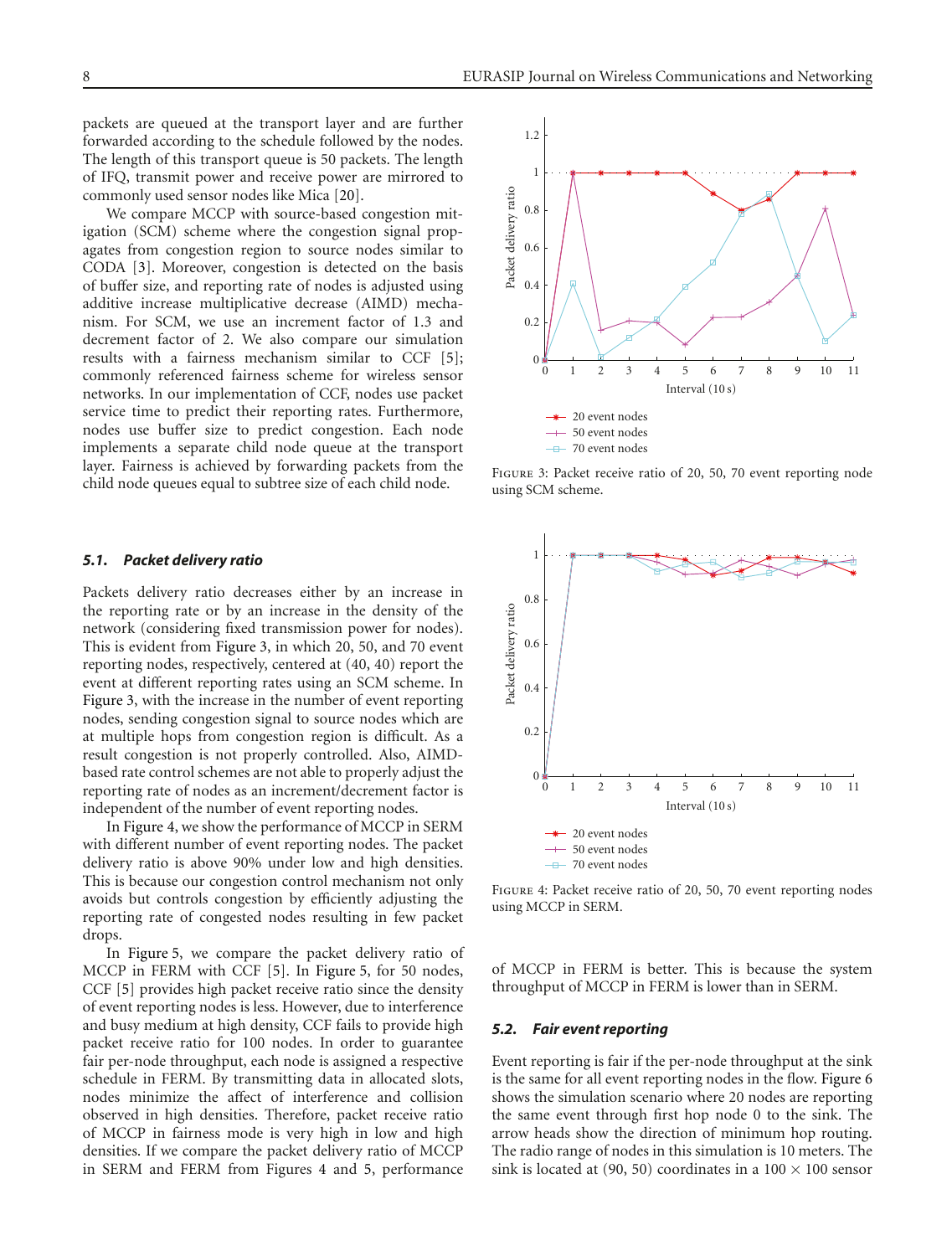packets are queued at the transport layer and are further forwarded according to the schedule followed by the nodes. The length of this transport queue is 50 packets. The length of IFQ, transmit power and receive power are mirrored to commonly used sensor nodes like Mica [20].

We compare MCCP with source-based congestion mitigation (SCM) scheme where the congestion signal propagates from congestion region to source nodes similar to CODA [3]. Moreover, congestion is detected on the basis of buffer size, and reporting rate of nodes is adjusted using additive increase multiplicative decrease (AIMD) mechanism. For SCM, we use an increment factor of 1.3 and decrement factor of 2. We also compare our simulation results with a fairness mechanism similar to CCF [5]; commonly referenced fairness scheme for wireless sensor networks. In our implementation of CCF, nodes use packet service time to predict their reporting rates. Furthermore, nodes use buffer size to predict congestion. Each node implements a separate child node queue at the transport layer. Fairness is achieved by forwarding packets from the child node queues equal to subtree size of each child node.

### *5.1. Packet delivery ratio*

Packets delivery ratio decreases either by an increase in the reporting rate or by an increase in the density of the network (considering fixed transmission power for nodes). This is evident from Figure 3, in which 20, 50, and 70 event reporting nodes, respectively, centered at (40, 40) report the event at different reporting rates using an SCM scheme. In Figure 3, with the increase in the number of event reporting nodes, sending congestion signal to source nodes which are at multiple hops from congestion region is difficult. As a result congestion is not properly controlled. Also, AIMD-based rate control schemes are not able to properly adjust the reporting rate of nodes as an increment/decrement factor is independent of the number of event reporting nodes.

In Figure 4, we show the performance of MCCP in SERM with different number of event reporting nodes. The packet delivery ratio is above 90% under low and high densities. This is because our congestion control mechanism not only avoids but controls congestion by efficiently adjusting the reporting rate of congested nodes resulting in few packet drops.

In Figure 5, we compare the packet delivery ratio of MCCP in FERM with CCF [5]. In Figure 5, for 50 nodes, CCF [5] provides high packet receive ratio since the density of event reporting nodes is less. However, due to interference and busy medium at high density, CCF fails to provide high packet receive ratio for 100 nodes. In order to guarantee fair per-node throughput, each node is assigned a respective schedule in FERM. By transmitting data in allocated slots, nodes minimize the affect of interference and collision observed in high densities. Therefore, packet receive ratio of MCCP in fairness mode is very high in low and high densities. If we compare the packet delivery ratio of MCCP in SERM and FERM from Figures 4 and 5, performance of MCCP in FERM is better. This is because the system throughput of MCCP in FERM is lower than in SERM.

Figure 3: Packet receive ratio of 20, 50, 70 event reporting node using SCM scheme.

Figure 4: Packet receive ratio of 20, 50, 70 event reporting nodes using MCCP in SERM.

### *5.2. Fair event reporting*

Event reporting is fair if the per-node throughput at the sink is the same for all event reporting nodes in the flow. Figure 6 shows the simulation scenario where 20 nodes are reporting the same event through first hop node 0 to the sink. The arrow heads show the direction of minimum hop routing. The radio range of nodes in this simulation is 10 meters. The sink is located at (90, 50) coordinates in a $100 \times 100$ sensor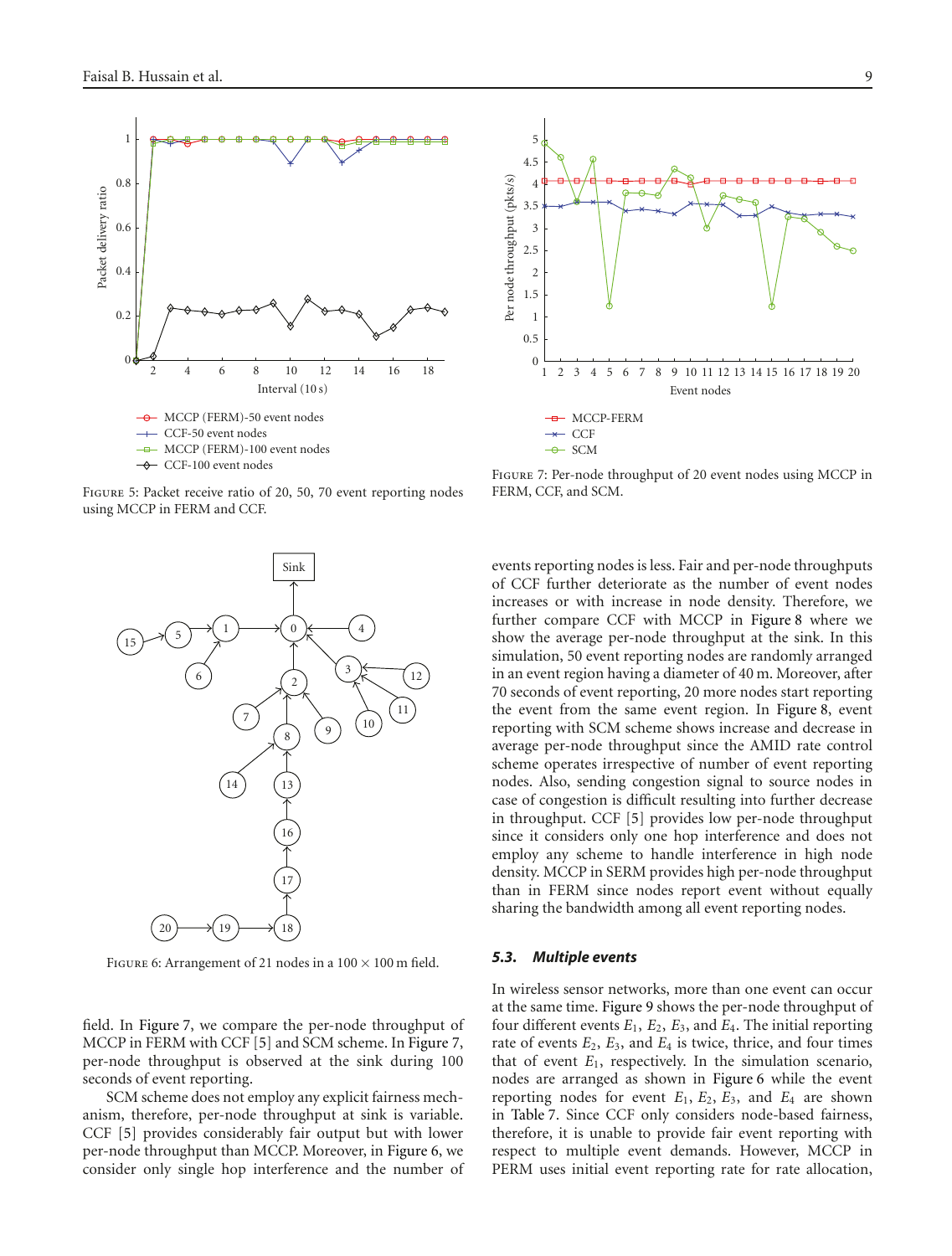Figure 5: Packet receive ratio of 20, 50, 70 event reporting nodes using MCCP in FERM and CCF.

Figure 7: Per-node throughput of 20 event nodes using MCCP in FERM, CCF, and SCM.

Figure 6: Arrangement of 21 nodes in a 100 × 100 m field.

field. In Figure 7, we compare the per-node throughput of MCCP in FERM with CCF [5] and SCM scheme. In Figure 7, per-node throughput is observed at the sink during 100 seconds of event reporting.

SCM scheme does not employ any explicit fairness mechanism, therefore, per-node throughput at sink is variable. CCF [5] provides considerably fair output but with lower per-node throughput than MCCP. Moreover, in Figure 6, we consider only single hop interference and the number of events reporting nodes is less. Fair and per-node throughputs of CCF further deteriorate as the number of event nodes increases or with increase in node density. Therefore, we further compare CCF with MCCP in Figure 8 where we show the average per-node throughput at the sink. In this simulation, 50 event reporting nodes are randomly arranged in an event region having a diameter of 40 m. Moreover, after 70 seconds of event reporting, 20 more nodes start reporting the event from the same event region. In Figure 8, event reporting with SCM scheme shows increase and decrease in average per-node throughput since the AMID rate control scheme operates irrespective of number of event reporting nodes. Also, sending congestion signal to source nodes in case of congestion is difficult resulting into further decrease in throughput. CCF [5] provides low per-node throughput since it considers only one hop interference and does not employ any scheme to handle interference in high node density. MCCP in SERM provides high per-node throughput than in FERM since nodes report event without equally sharing the bandwidth among all event reporting nodes.

### 5.3. *Multiple events*

In wireless sensor networks, more than one event can occur at the same time. Figure 9 shows the per-node throughput of four different events $E_1$, $E_2$, $E_3$, and $E_4$. The initial reporting rate of events $E_2$, $E_3$, and $E_4$ is twice, thrice, and four times that of event $E_1$, respectively. In the simulation scenario, nodes are arranged as shown in Figure 6 while the event reporting nodes for event $E_1$, $E_2$, $E_3$, and $E_4$ are shown in Table 7. Since CCF only considers node-based fairness, therefore, it is unable to provide fair event reporting with respect to multiple event demands. However, MCCP in PERM uses initial event reporting rate for rate allocation,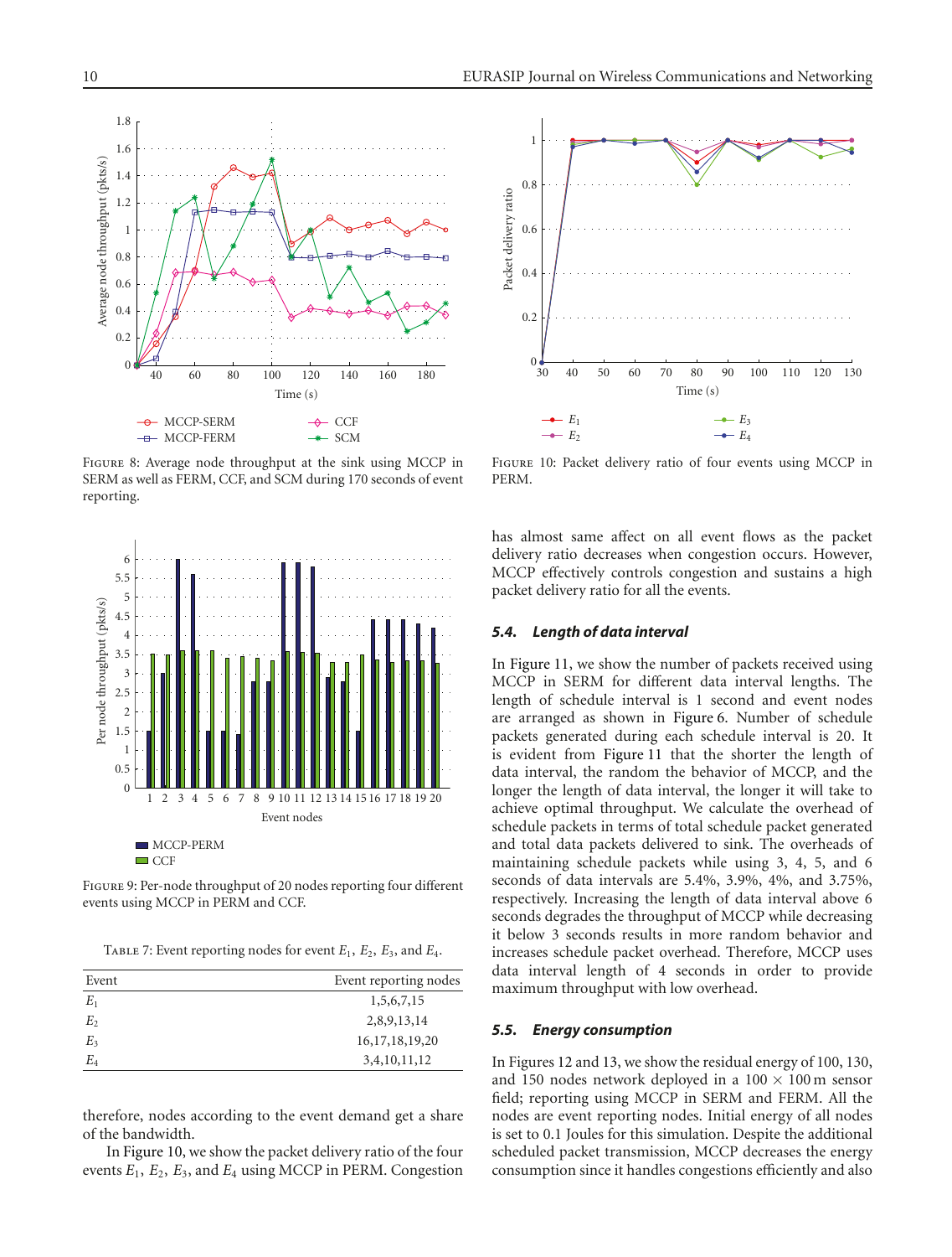Figure 8: Average node throughput at the sink using MCCP in SERM as well as FERM, CCF, and SCM during 170 seconds of event reporting.

Figure 9: Per-node throughput of 20 nodes reporting four different events using MCCP in PERM and CCF.

Table 7: Event reporting nodes for event $E_1$, $E_2$, $E_3$, and $E_4$.

| Event | Event reporting nodes |
|---|---|
| $E_1$ | 1,5,6,7,15 |
| $E_2$ | 2,8,9,13,14 |
| $E_3$ | 16,17,18,19,20 |
| $E_4$ | 3,4,10,11,12 |

therefore, nodes according to the event demand get a share of the bandwidth.

In Figure 10, we show the packet delivery ratio of the four events $E_1$, $E_2$, $E_3$, and $E_4$ using MCCP in PERM. Congestion has almost same affect on all event flows as the packet delivery ratio decreases when congestion occurs. However, MCCP effectively controls congestion and sustains a high packet delivery ratio for all the events.

Figure 10: Packet delivery ratio of four events using MCCP in PERM.

### 5.4. Length of data interval

In Figure 11, we show the number of packets received using MCCP in SERM for different data interval lengths. The length of schedule interval is 1 second and event nodes are arranged as shown in Figure 6. Number of schedule packets generated during each schedule interval is 20. It is evident from Figure 11 that the shorter the length of data interval, the random the behavior of MCCP, and the longer the length of data interval, the longer it will take to achieve optimal throughput. We calculate the overhead of schedule packets in terms of total schedule packet generated and total data packets delivered to sink. The overheads of maintaining schedule packets while using 3, 4, 5, and 6 seconds of data intervals are 5.4%, 3.9%, 4%, and 3.75%, respectively. Increasing the length of data interval above 6 seconds degrades the throughput of MCCP while decreasing it below 3 seconds results in more random behavior and increases schedule packet overhead. Therefore, MCCP uses data interval length of 4 seconds in order to provide maximum throughput with low overhead.

### 5.5. Energy consumption

In Figures 12 and 13, we show the residual energy of 100, 130, and 150 nodes network deployed in a $100 \times 100$ m sensor field; reporting using MCCP in SERM and FERM. All the nodes are event reporting nodes. Initial energy of all nodes is set to 0.1 Joules for this simulation. Despite the additional scheduled packet transmission, MCCP decreases the energy consumption since it handles congestions efficiently and also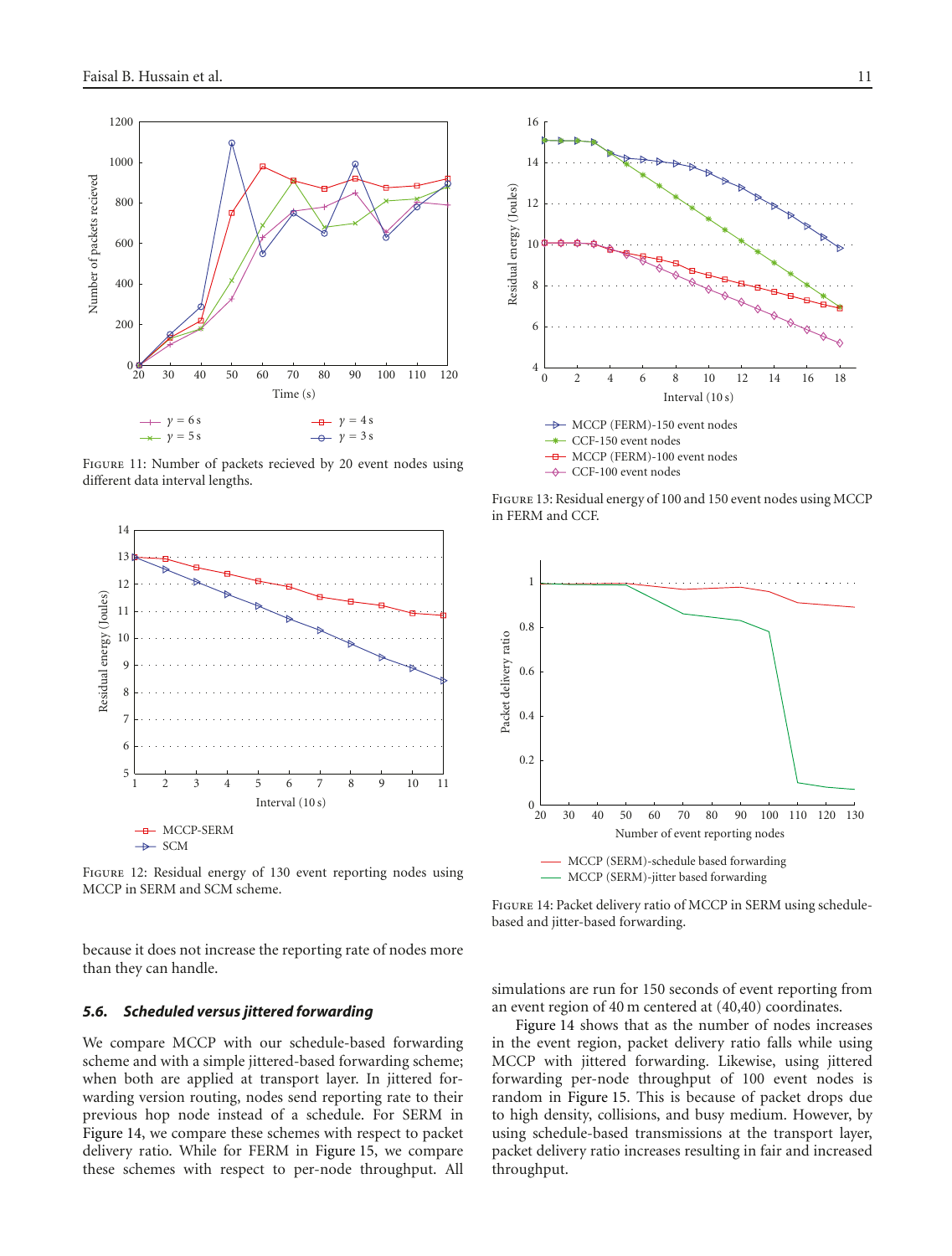Figure 11: Number of packets recieved by 20 event nodes using different data interval lengths.

Figure 12: Residual energy of 130 event reporting nodes using MCCP in SERM and SCM scheme.

because it does not increase the reporting rate of nodes more than they can handle.

### *5.6. Scheduled versus jittered forwarding*

We compare MCCP with our schedule-based forwarding scheme and with a simple jittered-based forwarding scheme; when both are applied at transport layer. In jittered forwarding version routing, nodes send reporting rate to their previous hop node instead of a schedule. For SERM in Figure 14, we compare these schemes with respect to packet delivery ratio. While for FERM in Figure 15, we compare these schemes with respect to per-node throughput. All simulations are run for 150 seconds of event reporting from an event region of 40 m centered at (40,40) coordinates.

Figure 14 shows that as the number of nodes increases in the event region, packet delivery ratio falls while using MCCP with jittered forwarding. Likewise, using jittered forwarding per-node throughput of 100 event nodes is random in Figure 15. This is because of packet drops due to high density, collisions, and busy medium. However, by using schedule-based transmissions at the transport layer, packet delivery ratio increases resulting in fair and increased throughput.

Figure 13: Residual energy of 100 and 150 event nodes using MCCP in FERM and CCF.

Figure 14: Packet delivery ratio of MCCP in SERM using schedule-based and jitter-based forwarding.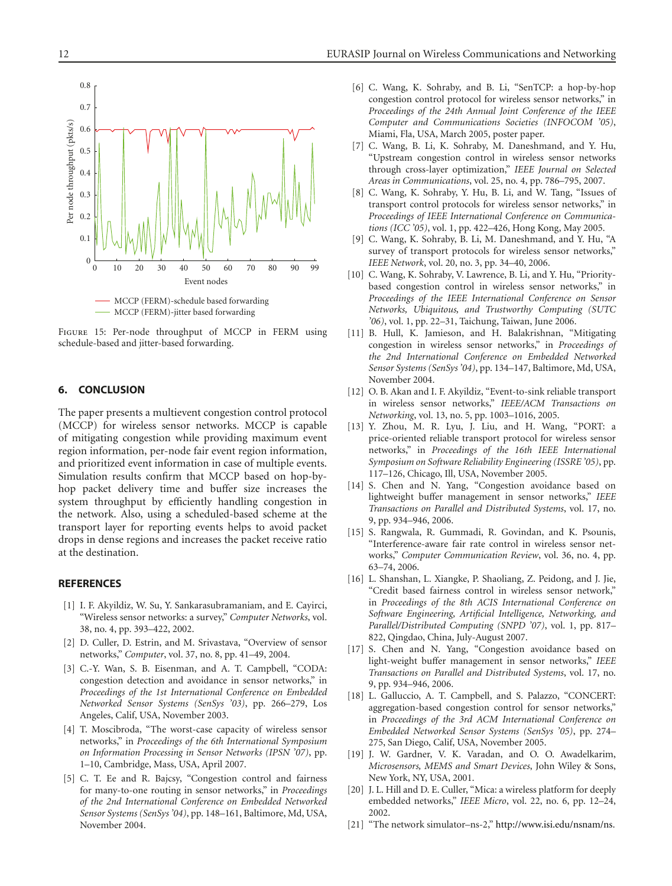0.8
0.7
0.6
0.5
0.4
0.3
0.2
0.1
0
Per node throughput (pkts/s)
0 10 20 30 40 50 60 70 80 90 99
Event nodes
MCCP (FERM)-schedule based forwarding
MCCP (FERM)-jitter based forwarding

Figure 15: Per-node throughput of MCCP in FERM using schedule-based and jitter-based forwarding.

## 6. CONCLUSION

The paper presents a multievent congestion control protocol (MCCP) for wireless sensor networks. MCCP is capable of mitigating congestion while providing maximum event region information, per-node fair event region information, and prioritized event information in case of multiple events. Simulation results confirm that MCCP based on hop-by-hop packet delivery time and buffer size increases the system throughput by efficiently handling congestion in the network. Also, using a scheduled-based scheme at the transport layer for reporting events helps to avoid packet drops in dense regions and increases the packet receive ratio at the destination.

## REFERENCES

[1] I. F. Akyildiz, W. Su, Y. Sankarasubramaniam, and E. Cayirci, "Wireless sensor networks: a survey," *Computer Networks*, vol. 38, no. 4, pp. 393–422, 2002.

[2] D. Culler, D. Estrin, and M. Srivastava, "Overview of sensor networks," *Computer*, vol. 37, no. 8, pp. 41–49, 2004.

[3] C.-Y. Wan, S. B. Eisenman, and A. T. Campbell, "CODA: congestion detection and avoidance in sensor networks," in *Proceedings of the 1st International Conference on Embedded Networked Sensor Systems (SenSys '03)*, pp. 266–279, Los Angeles, Calif, USA, November 2003.

[4] T. Moscibroda, "The worst-case capacity of wireless sensor networks," in *Proceedings of the 6th International Symposium on Information Processing in Sensor Networks (IPSN '07)*, pp. 1–10, Cambridge, Mass, USA, April 2007.

[5] C. T. Ee and R. Bajcsy, "Congestion control and fairness for many-to-one routing in sensor networks," in *Proceedings of the 2nd International Conference on Embedded Networked Sensor Systems (SenSys '04)*, pp. 148–161, Baltimore, Md, USA, November 2004.

[6] C. Wang, K. Sohraby, and B. Li, "SenTCP: a hop-by-hop congestion control protocol for wireless sensor networks," in *Proceedings of the 24th Annual Joint Conference of the IEEE Computer and Communications Societies (INFOCOM '05)*, Miami, Fla, USA, March 2005, poster paper.

[7] C. Wang, B. Li, K. Sohraby, M. Daneshmand, and Y. Hu, "Upstream congestion control in wireless sensor networks through cross-layer optimization," *IEEE Journal on Selected Areas in Communications*, vol. 25, no. 4, pp. 786–795, 2007.

[8] C. Wang, K. Sohraby, Y. Hu, B. Li, and W. Tang, "Issues of transport control protocols for wireless sensor networks," in *Proceedings of IEEE International Conference on Communications (ICC '05)*, vol. 1, pp. 422–426, Hong Kong, May 2005.

[9] C. Wang, K. Sohraby, B. Li, M. Daneshmand, and Y. Hu, "A survey of transport protocols for wireless sensor networks," *IEEE Network*, vol. 20, no. 3, pp. 34–40, 2006.

[10] C. Wang, K. Sohraby, V. Lawrence, B. Li, and Y. Hu, "Priority-based congestion control in wireless sensor networks," in *Proceedings of the IEEE International Conference on Sensor Networks, Ubiquitous, and Trustworthy Computing (SUTC '06)*, vol. 1, pp. 22–31, Taichung, Taiwan, June 2006.

[11] B. Hull, K. Jamieson, and H. Balakrishnan, "Mitigating congestion in wireless sensor networks," in *Proceedings of the 2nd International Conference on Embedded Networked Sensor Systems (SenSys '04)*, pp. 134–147, Baltimore, Md, USA, November 2004.

[12] O. B. Akan and I. F. Akyildiz, "Event-to-sink reliable transport in wireless sensor networks," *IEEE/ACM Transactions on Networking*, vol. 13, no. 5, pp. 1003–1016, 2005.

[13] Y. Zhou, M. R. Lyu, J. Liu, and H. Wang, "PORT: a price-oriented reliable transport protocol for wireless sensor networks," in *Proceedings of the 16th IEEE International Symposium on Software Reliability Engineering (ISSRE '05)*, pp. 117–126, Chicago, Ill, USA, November 2005.

[14] S. Chen and N. Yang, "Congestion avoidance based on lightweight buffer management in sensor networks," *IEEE Transactions on Parallel and Distributed Systems*, vol. 17, no. 9, pp. 934–946, 2006.

[15] S. Rangwala, R. Gummadi, R. Govindan, and K. Psounis, "Interference-aware fair rate control in wireless sensor networks," *Computer Communication Review*, vol. 36, no. 4, pp. 63–74, 2006.

[16] L. Shanshan, L. Xiangke, P. Shaoliang, Z. Peidong, and J. Jie, "Credit based fairness control in wireless sensor network," in *Proceedings of the 8th ACIS International Conference on Software Engineering, Artificial Intelligence, Networking, and Parallel/Distributed Computing (SNPD '07)*, vol. 1, pp. 817–822, Qingdao, China, July-August 2007.

[17] S. Chen and N. Yang, "Congestion avoidance based on light-weight buffer management in sensor networks," *IEEE Transactions on Parallel and Distributed Systems*, vol. 17, no. 9, pp. 934–946, 2006.

[18] L. Galluccio, A. T. Campbell, and S. Palazzo, "CONCERT: aggregation-based congestion control for sensor networks," in *Proceedings of the 3rd ACM International Conference on Embedded Networked Sensor Systems (SenSys '05)*, pp. 274–275, San Diego, Calif, USA, November 2005.

[19] J. W. Gardner, V. K. Varadan, and O. O. Awadelkarim, *Microsensors, MEMS and Smart Devices*, John Wiley & Sons, New York, NY, USA, 2001.

[20] J. L. Hill and D. E. Culler, "Mica: a wireless platform for deeply embedded networks," *IEEE Micro*, vol. 22, no. 6, pp. 12–24, 2002.

[21] "The network simulator–ns-2," http://www.isi.edu/nsnam/ns.